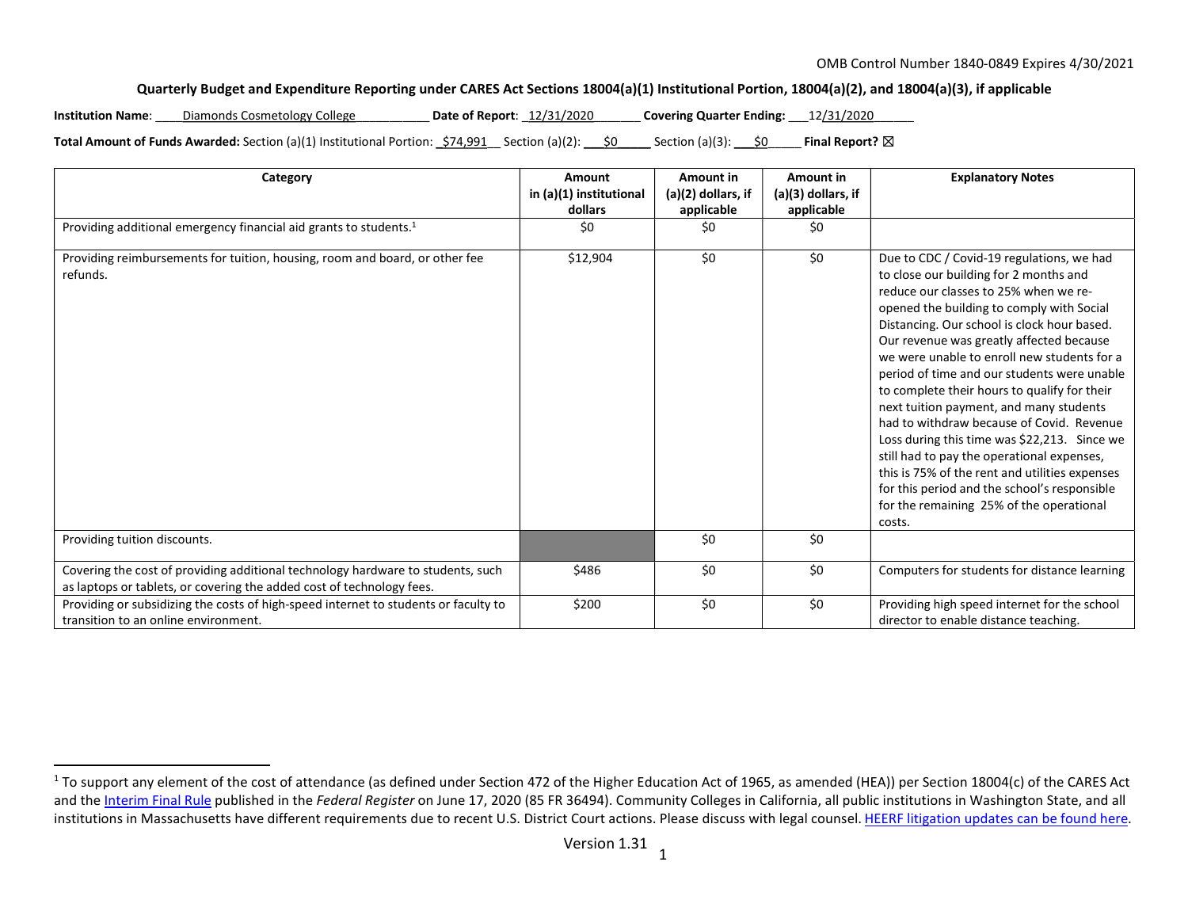OMB Control Number 1840-0849 Expires 4/30/2021

## Quarterly Budget and Expenditure Reporting under CARES Act Sections 18004(a)(1) Institutional Portion, 18004(a)(2), and 18004(a)(3), if applicable

**Institution Name**: Diamonds Cosmetology College **Date of Report**: 12/31/2020 **Covering Quarter Ending:** 12/31/2020

**Total Amount of Funds Awarded:** Section (a)(1) Institutional Portion: $74,991 Section (a)(2): $0 Section (a)(3): $0 **Final Report?** ☒

| Category | Amount in (a)(1) institutional dollars | Amount in (a)(2) dollars, if applicable | Amount in (a)(3) dollars, if applicable | Explanatory Notes |
|---|---|---|---|---|
| Providing additional emergency financial aid grants to students.[1] | $0 | $0 | $0 | |
| Providing reimbursements for tuition, housing, room and board, or other fee refunds. | $12,904 | $0 | $0 | Due to CDC / Covid-19 regulations, we had to close our building for 2 months and reduce our classes to 25% when we re-opened the building to comply with Social Distancing. Our school is clock hour based. Our revenue was greatly affected because we were unable to enroll new students for a period of time and our students were unable to complete their hours to qualify for their next tuition payment, and many students had to withdraw because of Covid. Revenue Loss during this time was $22,213. Since we still had to pay the operational expenses, this is 75% of the rent and utilities expenses for this period and the school's responsible for the remaining 25% of the operational costs. |
| Providing tuition discounts. | | $0 | $0 | |
| Covering the cost of providing additional technology hardware to students, such as laptops or tablets, or covering the added cost of technology fees. | $486 | $0 | $0 | Computers for students for distance learning |
| Providing or subsidizing the costs of high-speed internet to students or faculty to transition to an online environment. | $200 | $0 | $0 | Providing high speed internet for the school director to enable distance teaching. |

[1] To support any element of the cost of attendance (as defined under Section 472 of the Higher Education Act of 1965, as amended (HEA)) per Section 18004(c) of the CARES Act and the Interim Final Rule published in the *Federal Register* on June 17, 2020 (85 FR 36494). Community Colleges in California, all public institutions in Washington State, and all institutions in Massachusetts have different requirements due to recent U.S. District Court actions. Please discuss with legal counsel. HEERF litigation updates can be found here.

Version 1.31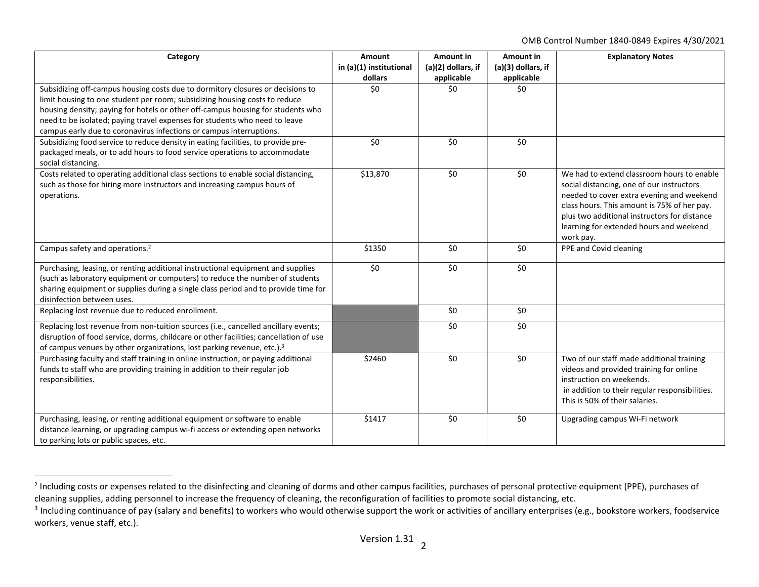| Category | Amount in (a)(1) institutional dollars | Amount in (a)(2) dollars, if applicable | Amount in (a)(3) dollars, if applicable | Explanatory Notes |
|---|---|---|---|---|
| Subsidizing off-campus housing costs due to dormitory closures or decisions to limit housing to one student per room; subsidizing housing costs to reduce housing density; paying for hotels or other off-campus housing for students who need to be isolated; paying travel expenses for students who need to leave campus early due to coronavirus infections or campus interruptions. | $0 | $0 | $0 | |
| Subsidizing food service to reduce density in eating facilities, to provide pre-packaged meals, or to add hours to food service operations to accommodate social distancing. | $0 | $0 | $0 | |
| Costs related to operating additional class sections to enable social distancing, such as those for hiring more instructors and increasing campus hours of operations. | $13,870 | $0 | $0 | We had to extend classroom hours to enable social distancing, one of our instructors needed to cover extra evening and weekend class hours. This amount is 75% of her pay. plus two additional instructors for distance learning for extended hours and weekend work pay. |
| Campus safety and operations.[2] | $1350 | $0 | $0 | PPE and Covid cleaning |
| Purchasing, leasing, or renting additional instructional equipment and supplies (such as laboratory equipment or computers) to reduce the number of students sharing equipment or supplies during a single class period and to provide time for disinfection between uses. | $0 | $0 | $0 | |
| Replacing lost revenue due to reduced enrollment. | | $0 | $0 | |
| Replacing lost revenue from non-tuition sources (i.e., cancelled ancillary events; disruption of food service, dorms, childcare or other facilities; cancellation of use of campus venues by other organizations, lost parking revenue, etc.).[3] | | $0 | $0 | |
| Purchasing faculty and staff training in online instruction; or paying additional funds to staff who are providing training in addition to their regular job responsibilities. | $2460 | $0 | $0 | Two of our staff made additional training videos and provided training for online instruction on weekends. in addition to their regular responsibilities. This is 50% of their salaries. |
| Purchasing, leasing, or renting additional equipment or software to enable distance learning, or upgrading campus wi-fi access or extending open networks to parking lots or public spaces, etc. | $1417 | $0 | $0 | Upgrading campus Wi-Fi network |

[2] Including costs or expenses related to the disinfecting and cleaning of dorms and other campus facilities, purchases of personal protective equipment (PPE), purchases of cleaning supplies, adding personnel to increase the frequency of cleaning, the reconfiguration of facilities to promote social distancing, etc.

[3] Including continuance of pay (salary and benefits) to workers who would otherwise support the work or activities of ancillary enterprises (e.g., bookstore workers, foodservice workers, venue staff, etc.).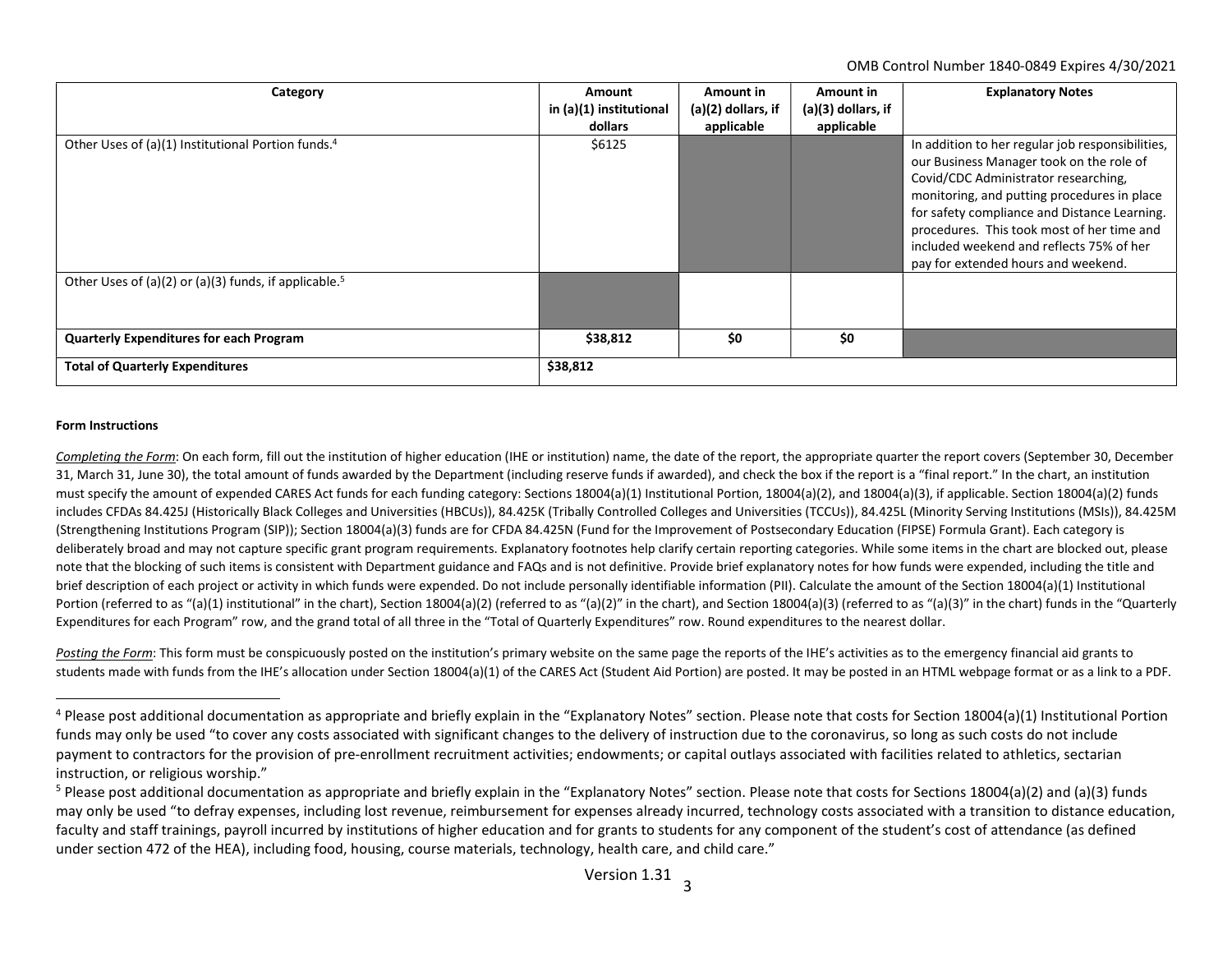OMB Control Number 1840-0849 Expires 4/30/2021

| Category | Amount in (a)(1) institutional dollars | Amount in (a)(2) dollars, if applicable | Amount in (a)(3) dollars, if applicable | Explanatory Notes |
|---|---|---|---|---|
| Other Uses of (a)(1) Institutional Portion funds.[4] | $6125 | | | In addition to her regular job responsibilities, our Business Manager took on the role of Covid/CDC Administrator researching, monitoring, and putting procedures in place for safety compliance and Distance Learning. procedures. This took most of her time and included weekend and reflects 75% of her pay for extended hours and weekend. |
| Other Uses of (a)(2) or (a)(3) funds, if applicable.[5] | | | | |
| **Quarterly Expenditures for each Program** | **$38,812** | **$0** | **$0** | |
| **Total of Quarterly Expenditures** | **$38,812** | | | |

**Form Instructions**

*Completing the Form*: On each form, fill out the institution of higher education (IHE or institution) name, the date of the report, the appropriate quarter the report covers (September 30, December 31, March 31, June 30), the total amount of funds awarded by the Department (including reserve funds if awarded), and check the box if the report is a "final report." In the chart, an institution must specify the amount of expended CARES Act funds for each funding category: Sections 18004(a)(1) Institutional Portion, 18004(a)(2), and 18004(a)(3), if applicable. Section 18004(a)(2) funds includes CFDAs 84.425J (Historically Black Colleges and Universities (HBCUs)), 84.425K (Tribally Controlled Colleges and Universities (TCCUs)), 84.425L (Minority Serving Institutions (MSIs)), 84.425M (Strengthening Institutions Program (SIP)); Section 18004(a)(3) funds are for CFDA 84.425N (Fund for the Improvement of Postsecondary Education (FIPSE) Formula Grant). Each category is deliberately broad and may not capture specific grant program requirements. Explanatory footnotes help clarify certain reporting categories. While some items in the chart are blocked out, please note that the blocking of such items is consistent with Department guidance and FAQs and is not definitive. Provide brief explanatory notes for how funds were expended, including the title and brief description of each project or activity in which funds were expended. Do not include personally identifiable information (PII). Calculate the amount of the Section 18004(a)(1) Institutional Portion (referred to as "(a)(1) institutional" in the chart), Section 18004(a)(2) (referred to as "(a)(2)" in the chart), and Section 18004(a)(3) (referred to as "(a)(3)" in the chart) funds in the "Quarterly Expenditures for each Program" row, and the grand total of all three in the "Total of Quarterly Expenditures" row. Round expenditures to the nearest dollar.

*Posting the Form*: This form must be conspicuously posted on the institution's primary website on the same page the reports of the IHE's activities as to the emergency financial aid grants to students made with funds from the IHE's allocation under Section 18004(a)(1) of the CARES Act (Student Aid Portion) are posted. It may be posted in an HTML webpage format or as a link to a PDF.

---

[4] Please post additional documentation as appropriate and briefly explain in the "Explanatory Notes" section. Please note that costs for Section 18004(a)(1) Institutional Portion funds may only be used "to cover any costs associated with significant changes to the delivery of instruction due to the coronavirus, so long as such costs do not include payment to contractors for the provision of pre-enrollment recruitment activities; endowments; or capital outlays associated with facilities related to athletics, sectarian instruction, or religious worship."

[5] Please post additional documentation as appropriate and briefly explain in the "Explanatory Notes" section. Please note that costs for Sections 18004(a)(2) and (a)(3) funds may only be used "to defray expenses, including lost revenue, reimbursement for expenses already incurred, technology costs associated with a transition to distance education, faculty and staff trainings, payroll incurred by institutions of higher education and for grants to students for any component of the student's cost of attendance (as defined under section 472 of the HEA), including food, housing, course materials, technology, health care, and child care."

Version 1.31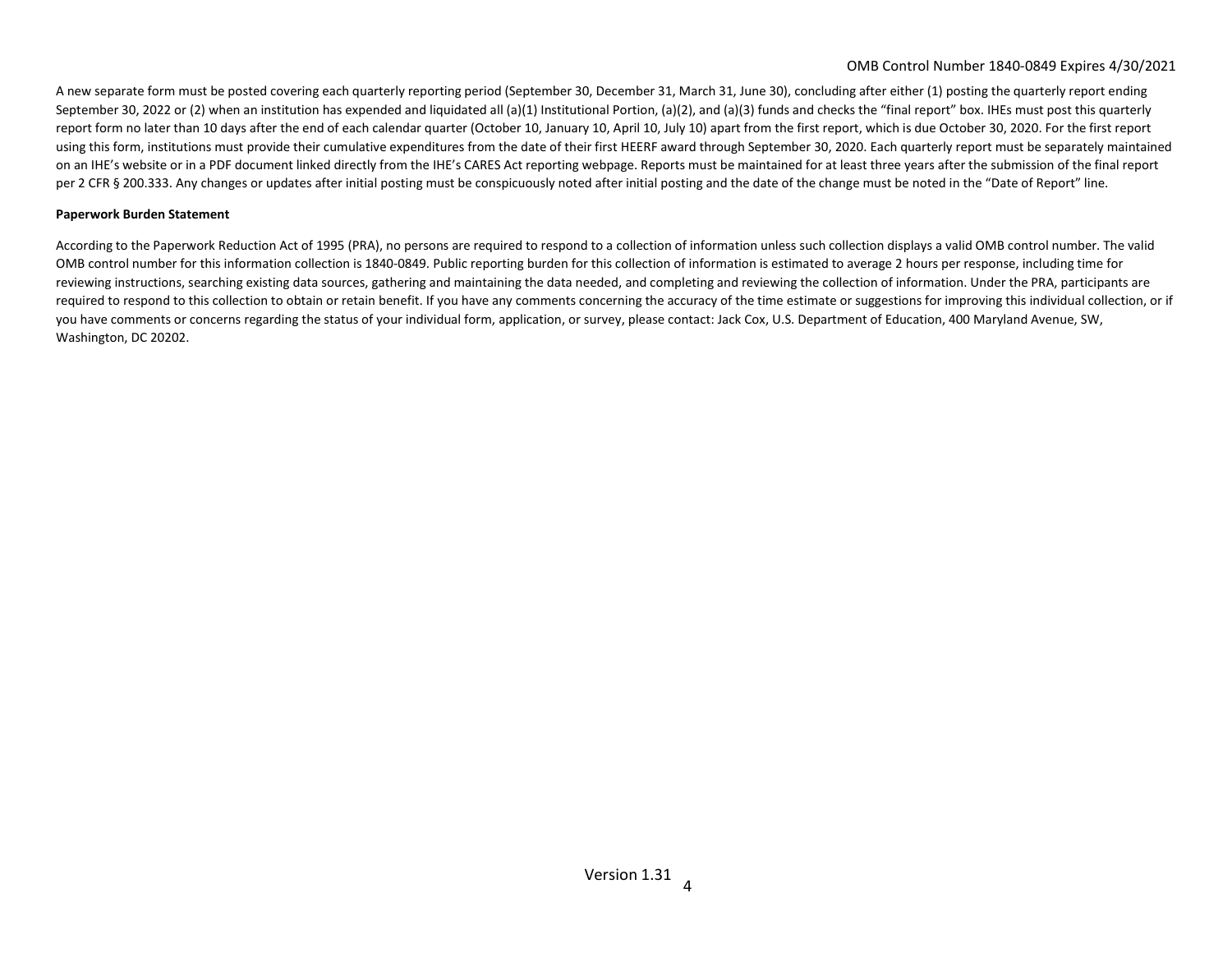A new separate form must be posted covering each quarterly reporting period (September 30, December 31, March 31, June 30), concluding after either (1) posting the quarterly report ending September 30, 2022 or (2) when an institution has expended and liquidated all (a)(1) Institutional Portion, (a)(2), and (a)(3) funds and checks the "final report" box. IHEs must post this quarterly report form no later than 10 days after the end of each calendar quarter (October 10, January 10, April 10, July 10) apart from the first report, which is due October 30, 2020. For the first report using this form, institutions must provide their cumulative expenditures from the date of their first HEERF award through September 30, 2020. Each quarterly report must be separately maintained on an IHE's website or in a PDF document linked directly from the IHE's CARES Act reporting webpage. Reports must be maintained for at least three years after the submission of the final report per 2 CFR § 200.333. Any changes or updates after initial posting must be conspicuously noted after initial posting and the date of the change must be noted in the "Date of Report" line.

**Paperwork Burden Statement**

According to the Paperwork Reduction Act of 1995 (PRA), no persons are required to respond to a collection of information unless such collection displays a valid OMB control number. The valid OMB control number for this information collection is 1840-0849. Public reporting burden for this collection of information is estimated to average 2 hours per response, including time for reviewing instructions, searching existing data sources, gathering and maintaining the data needed, and completing and reviewing the collection of information. Under the PRA, participants are required to respond to this collection to obtain or retain benefit. If you have any comments concerning the accuracy of the time estimate or suggestions for improving this individual collection, or if you have comments or concerns regarding the status of your individual form, application, or survey, please contact: Jack Cox, U.S. Department of Education, 400 Maryland Avenue, SW, Washington, DC 20202.